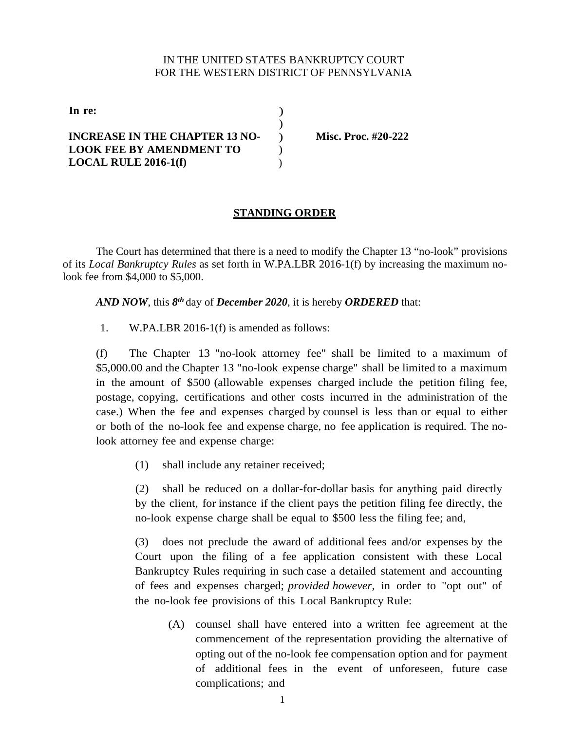IN THE UNITED STATES BANKRUPTCY COURT
FOR THE WESTERN DISTRICT OF PENNSYLVANIA

**In re:** )
)
**INCREASE IN THE CHAPTER 13 NO-LOOK FEE BY AMENDMENT TO LOCAL RULE 2016-1(f)** ) **Misc. Proc. #20-222**

## STANDING ORDER

The Court has determined that there is a need to modify the Chapter 13 "no-look" provisions of its *Local Bankruptcy Rules* as set forth in W.PA.LBR 2016-1(f) by increasing the maximum no-look fee from $4,000 to $5,000.

***AND NOW***, this ***8th*** day of ***December 2020***, it is hereby ***ORDERED*** that:

1. W.PA.LBR 2016-1(f) is amended as follows:

(f) The Chapter 13 "no-look attorney fee" shall be limited to a maximum of $5,000.00 and the Chapter 13 "no-look expense charge" shall be limited to a maximum in the amount of $500 (allowable expenses charged include the petition filing fee, postage, copying, certifications and other costs incurred in the administration of the case.) When the fee and expenses charged by counsel is less than or equal to either or both of the no-look fee and expense charge, no fee application is required. The no-look attorney fee and expense charge:

(1) shall include any retainer received;

(2) shall be reduced on a dollar-for-dollar basis for anything paid directly by the client, for instance if the client pays the petition filing fee directly, the no-look expense charge shall be equal to $500 less the filing fee; and,

(3) does not preclude the award of additional fees and/or expenses by the Court upon the filing of a fee application consistent with these Local Bankruptcy Rules requiring in such case a detailed statement and accounting of fees and expenses charged; *provided however,* in order to "opt out" of the no-look fee provisions of this Local Bankruptcy Rule:

(A) counsel shall have entered into a written fee agreement at the commencement of the representation providing the alternative of opting out of the no-look fee compensation option and for payment of additional fees in the event of unforeseen, future case complications; and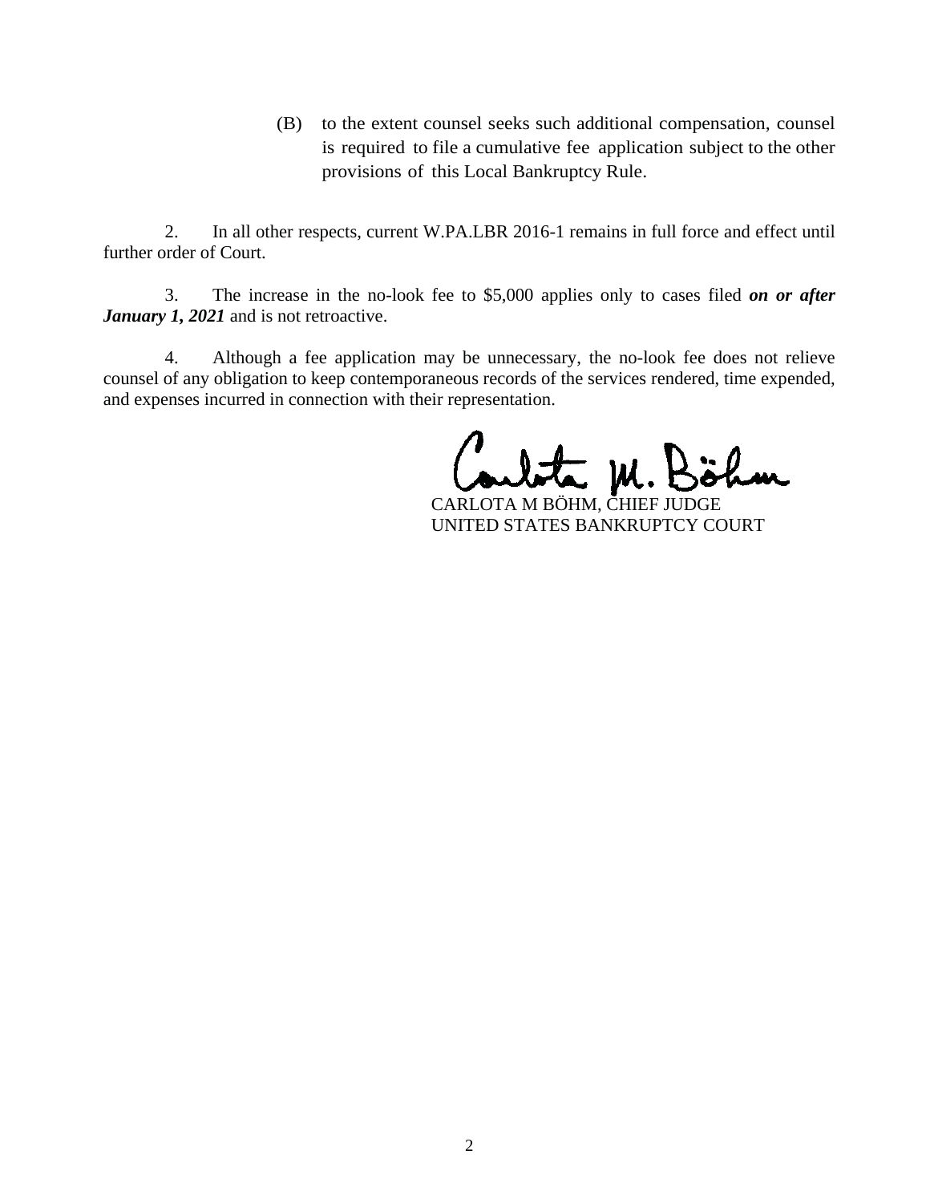(B) to the extent counsel seeks such additional compensation, counsel is required to file a cumulative fee application subject to the other provisions of this Local Bankruptcy Rule.

2. In all other respects, current W.PA.LBR 2016-1 remains in full force and effect until further order of Court.

3. The increase in the no-look fee to $5,000 applies only to cases filed ***on or after January 1, 2021*** and is not retroactive.

4. Although a fee application may be unnecessary, the no-look fee does not relieve counsel of any obligation to keep contemporaneous records of the services rendered, time expended, and expenses incurred in connection with their representation.

Carlota M. Böhm

CARLOTA M BÖHM, CHIEF JUDGE
UNITED STATES BANKRUPTCY COURT